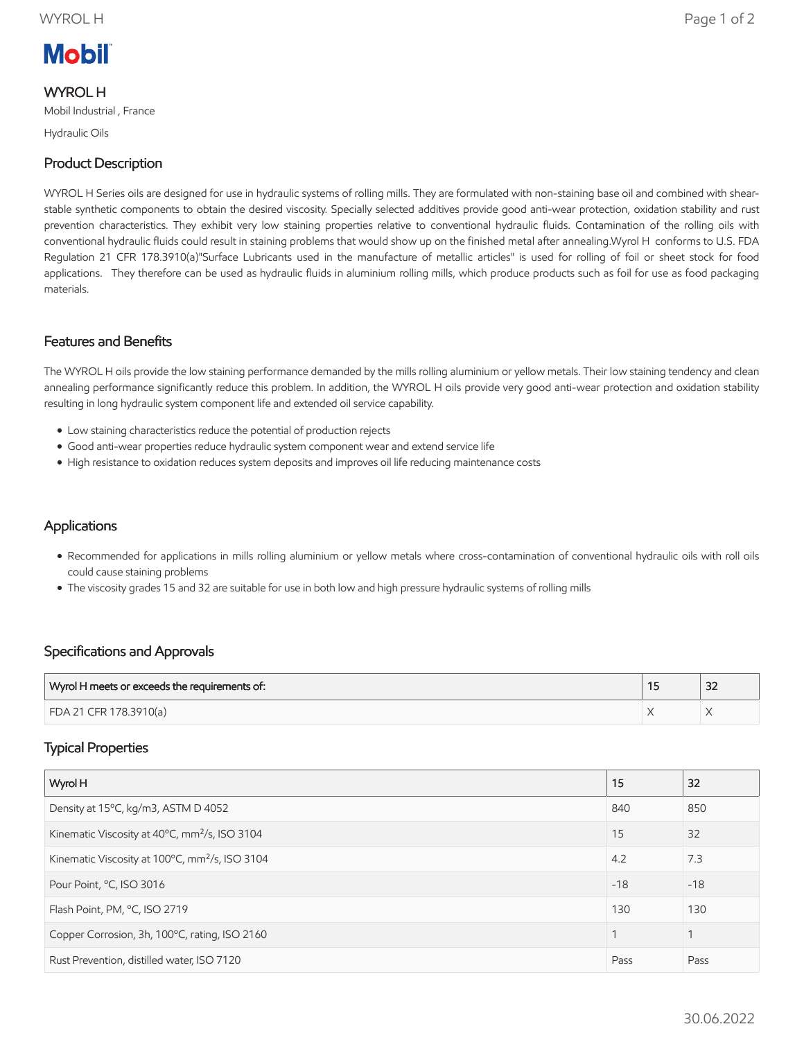Mobil

# WYROL H

Mobil Industrial , France

Hydraulic Oils

## Product Description

WYROL H Series oils are designed for use in hydraulic systems of rolling mills. They are formulated with non-staining base oil and combined with shear-stable synthetic components to obtain the desired viscosity. Specially selected additives provide good anti-wear protection, oxidation stability and rust prevention characteristics. They exhibit very low staining properties relative to conventional hydraulic fluids. Contamination of the rolling oils with conventional hydraulic fluids could result in staining problems that would show up on the finished metal after annealing.Wyrol H conforms to U.S. FDA Regulation 21 CFR 178.3910(a)"Surface Lubricants used in the manufacture of metallic articles" is used for rolling of foil or sheet stock for food applications. They therefore can be used as hydraulic fluids in aluminium rolling mills, which produce products such as foil for use as food packaging materials.

## Features and Benefits

The WYROL H oils provide the low staining performance demanded by the mills rolling aluminium or yellow metals. Their low staining tendency and clean annealing performance significantly reduce this problem. In addition, the WYROL H oils provide very good anti-wear protection and oxidation stability resulting in long hydraulic system component life and extended oil service capability.

- Low staining characteristics reduce the potential of production rejects
- Good anti-wear properties reduce hydraulic system component wear and extend service life
- High resistance to oxidation reduces system deposits and improves oil life reducing maintenance costs

## Applications

- Recommended for applications in mills rolling aluminium or yellow metals where cross-contamination of conventional hydraulic oils with roll oils could cause staining problems
- The viscosity grades 15 and 32 are suitable for use in both low and high pressure hydraulic systems of rolling mills

## Specifications and Approvals

| Wyrol H meets or exceeds the requirements of: | 15 | 32 |
|---|---|---|
| FDA 21 CFR 178.3910(a) | X | X |

## Typical Properties

| Wyrol H | 15 | 32 |
|---|---|---|
| Density at 15ºC, kg/m3, ASTM D 4052 | 840 | 850 |
| Kinematic Viscosity at 40ºC, mm²/s, ISO 3104 | 15 | 32 |
| Kinematic Viscosity at 100ºC, mm²/s, ISO 3104 | 4.2 | 7.3 |
| Pour Point, ºC, ISO 3016 | -18 | -18 |
| Flash Point, PM, ºC, ISO 2719 | 130 | 130 |
| Copper Corrosion, 3h, 100ºC, rating, ISO 2160 | 1 | 1 |
| Rust Prevention, distilled water, ISO 7120 | Pass | Pass |

30.06.2022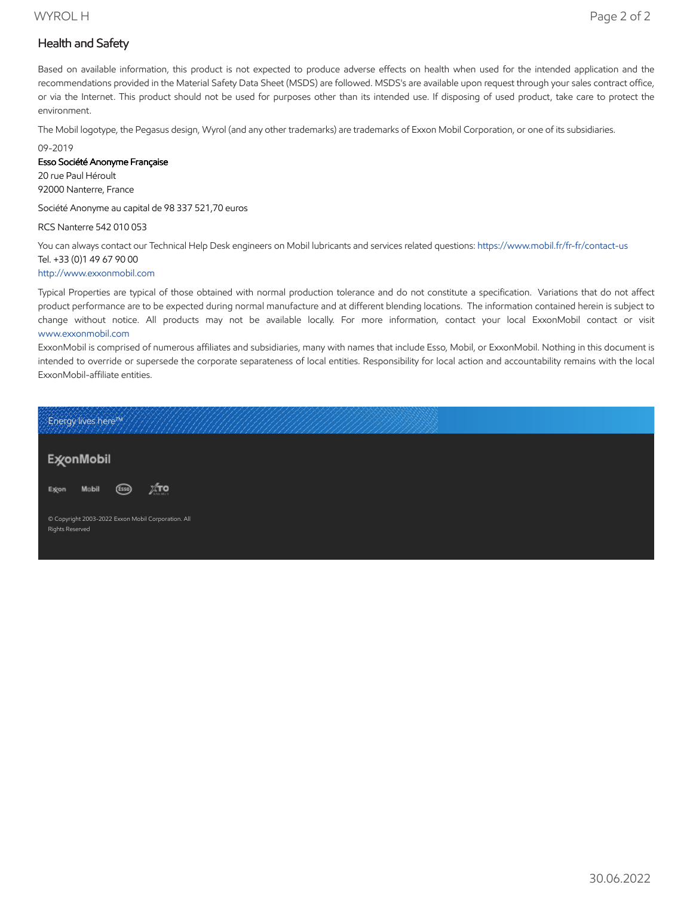## Health and Safety

Based on available information, this product is not expected to produce adverse effects on health when used for the intended application and the recommendations provided in the Material Safety Data Sheet (MSDS) are followed. MSDS's are available upon request through your sales contract office, or via the Internet. This product should not be used for purposes other than its intended use. If disposing of used product, take care to protect the environment.

The Mobil logotype, the Pegasus design, Wyrol (and any other trademarks) are trademarks of Exxon Mobil Corporation, or one of its subsidiaries.

09-2019

Esso Société Anonyme Française
20 rue Paul Héroult
92000 Nanterre, France

Société Anonyme au capital de 98 337 521,70 euros

RCS Nanterre 542 010 053

You can always contact our Technical Help Desk engineers on Mobil lubricants and services related questions: https://www.mobil.fr/fr-fr/contact-us
Tel. +33 (0)1 49 67 90 00
http://www.exxonmobil.com

Typical Properties are typical of those obtained with normal production tolerance and do not constitute a specification. Variations that do not affect product performance are to be expected during normal manufacture and at different blending locations. The information contained herein is subject to change without notice. All products may not be available locally. For more information, contact your local ExxonMobil contact or visit www.exxonmobil.com

ExxonMobil is comprised of numerous affiliates and subsidiaries, many with names that include Esso, Mobil, or ExxonMobil. Nothing in this document is intended to override or supersede the corporate separateness of local entities. Responsibility for local action and accountability remains with the local ExxonMobil-affiliate entities.

Energy lives here™

ExxonMobil

Exxon Mobil Esso XTO

© Copyright 2003-2022 Exxon Mobil Corporation. All Rights Reserved